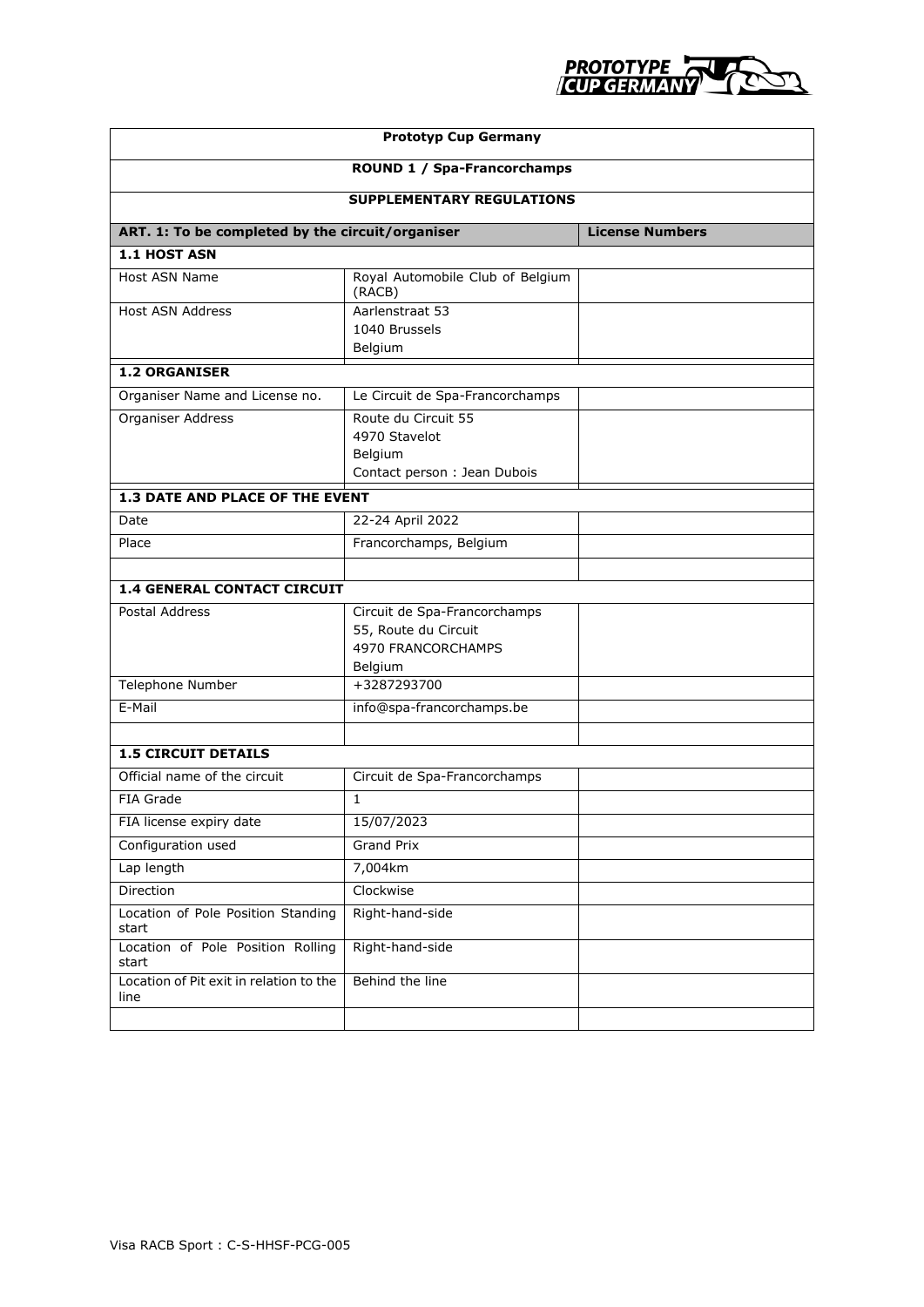| Prototyp Cup Germany | | |
|---|---|---|
| **ROUND 1 / Spa-Francorchamps** | | |
| **SUPPLEMENTARY REGULATIONS** | | |
| **ART. 1: To be completed by the circuit/organiser** | | **License Numbers** |
| **1.1 HOST ASN** | | |
| Host ASN Name | Royal Automobile Club of Belgium (RACB) | |
| Host ASN Address | Aarlenstraat 53<br>1040 Brussels<br>Belgium | |
| **1.2 ORGANISER** | | |
| Organiser Name and License no. | Le Circuit de Spa-Francorchamps | |
| Organiser Address | Route du Circuit 55<br>4970 Stavelot<br>Belgium<br>Contact person : Jean Dubois | |
| **1.3 DATE AND PLACE OF THE EVENT** | | |
| Date | 22-24 April 2022 | |
| Place | Francorchamps, Belgium | |
| | | |
| **1.4 GENERAL CONTACT CIRCUIT** | | |
| Postal Address | Circuit de Spa-Francorchamps<br>55, Route du Circuit<br>4970 FRANCORCHAMPS<br>Belgium | |
| Telephone Number | +3287293700 | |
| E-Mail | info@spa-francorchamps.be | |
| | | |
| **1.5 CIRCUIT DETAILS** | | |
| Official name of the circuit | Circuit de Spa-Francorchamps | |
| FIA Grade | 1 | |
| FIA license expiry date | 15/07/2023 | |
| Configuration used | Grand Prix | |
| Lap length | 7,004km | |
| Direction | Clockwise | |
| Location of Pole Position Standing start | Right-hand-side | |
| Location of Pole Position Rolling start | Right-hand-side | |
| Location of Pit exit in relation to the line | Behind the line | |
| | | |

Visa RACB Sport : C-S-HHSF-PCG-005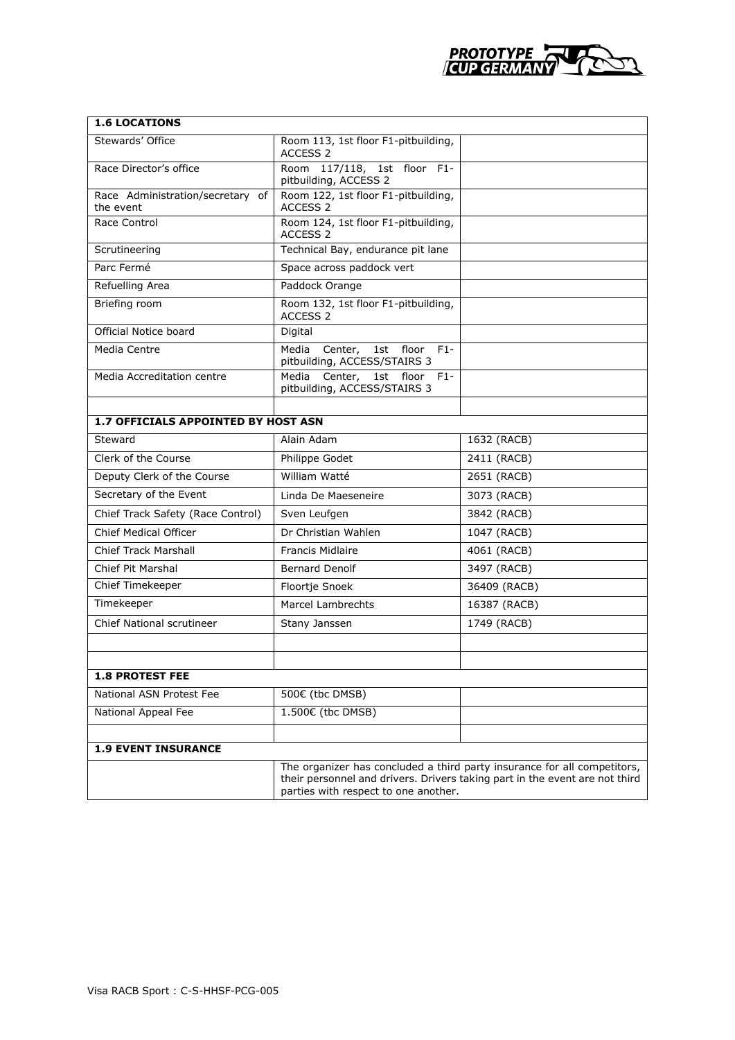| 1.6 LOCATIONS | | |
|---|---|---|
| Stewards' Office | Room 113, 1st floor F1-pitbuilding, ACCESS 2 | |
| Race Director's office | Room 117/118, 1st floor F1-pitbuilding, ACCESS 2 | |
| Race Administration/secretary of the event | Room 122, 1st floor F1-pitbuilding, ACCESS 2 | |
| Race Control | Room 124, 1st floor F1-pitbuilding, ACCESS 2 | |
| Scrutineering | Technical Bay, endurance pit lane | |
| Parc Fermé | Space across paddock vert | |
| Refuelling Area | Paddock Orange | |
| Briefing room | Room 132, 1st floor F1-pitbuilding, ACCESS 2 | |
| Official Notice board | Digital | |
| Media Centre | Media Center, 1st floor F1-pitbuilding, ACCESS/STAIRS 3 | |
| Media Accreditation centre | Media Center, 1st floor F1-pitbuilding, ACCESS/STAIRS 3 | |
| | | |
| **1.7 OFFICIALS APPOINTED BY HOST ASN** | | |
| Steward | Alain Adam | 1632 (RACB) |
| Clerk of the Course | Philippe Godet | 2411 (RACB) |
| Deputy Clerk of the Course | William Watté | 2651 (RACB) |
| Secretary of the Event | Linda De Maeseneire | 3073 (RACB) |
| Chief Track Safety (Race Control) | Sven Leufgen | 3842 (RACB) |
| Chief Medical Officer | Dr Christian Wahlen | 1047 (RACB) |
| Chief Track Marshall | Francis Midlaire | 4061 (RACB) |
| Chief Pit Marshal | Bernard Denolf | 3497 (RACB) |
| Chief Timekeeper | Floortje Snoek | 36409 (RACB) |
| Timekeeper | Marcel Lambrechts | 16387 (RACB) |
| Chief National scrutineer | Stany Janssen | 1749 (RACB) |
| | | |
| | | |
| **1.8 PROTEST FEE** | | |
| National ASN Protest Fee | 500€ (tbc DMSB) | |
| National Appeal Fee | 1.500€ (tbc DMSB) | |
| | | |
| **1.9 EVENT INSURANCE** | | |
| | The organizer has concluded a third party insurance for all competitors, their personnel and drivers. Drivers taking part in the event are not third parties with respect to one another. | |

Visa RACB Sport : C-S-HHSF-PCG-005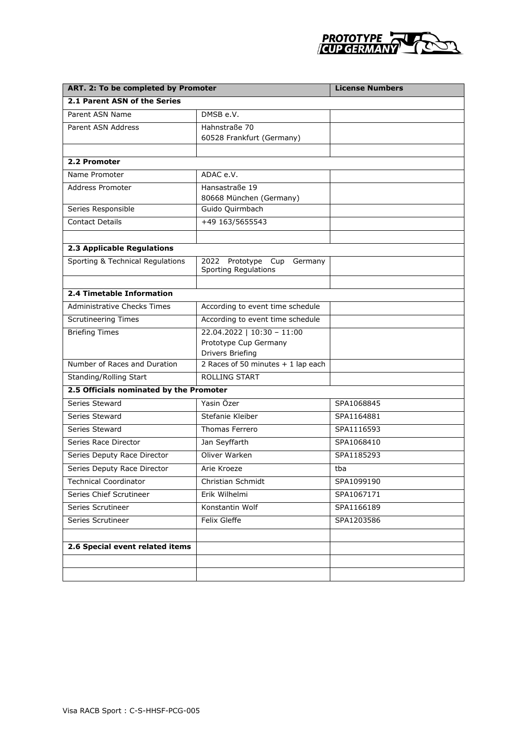| ART. 2: To be completed by Promoter | | License Numbers |
|---|---|---|
| **2.1 Parent ASN of the Series** | | |
| Parent ASN Name | DMSB e.V. | |
| Parent ASN Address | Hahnstraße 70<br>60528 Frankfurt (Germany) | |
| | | |
| **2.2 Promoter** | | |
| Name Promoter | ADAC e.V. | |
| Address Promoter | Hansastraße 19<br>80668 München (Germany) | |
| Series Responsible | Guido Quirmbach | |
| Contact Details | +49 163/5655543 | |
| | | |
| **2.3 Applicable Regulations** | | |
| Sporting & Technical Regulations | 2022 Prototype Cup Germany Sporting Regulations | |
| | | |
| **2.4 Timetable Information** | | |
| Administrative Checks Times | According to event time schedule | |
| Scrutineering Times | According to event time schedule | |
| Briefing Times | 22.04.2022 \| 10:30 – 11:00<br>Prototype Cup Germany<br>Drivers Briefing | |
| Number of Races and Duration | 2 Races of 50 minutes + 1 lap each | |
| Standing/Rolling Start | ROLLING START | |
| **2.5 Officials nominated by the Promoter** | | |
| Series Steward | Yasin Özer | SPA1068845 |
| Series Steward | Stefanie Kleiber | SPA1164881 |
| Series Steward | Thomas Ferrero | SPA1116593 |
| Series Race Director | Jan Seyffarth | SPA1068410 |
| Series Deputy Race Director | Oliver Warken | SPA1185293 |
| Series Deputy Race Director | Arie Kroeze | tba |
| Technical Coordinator | Christian Schmidt | SPA1099190 |
| Series Chief Scrutineer | Erik Wilhelmi | SPA1067171 |
| Series Scrutineer | Konstantin Wolf | SPA1166189 |
| Series Scrutineer | Felix Gleffe | SPA1203586 |
| | | |
| **2.6 Special event related items** | | |
| | | |
| | | |

Visa RACB Sport : C-S-HHSF-PCG-005